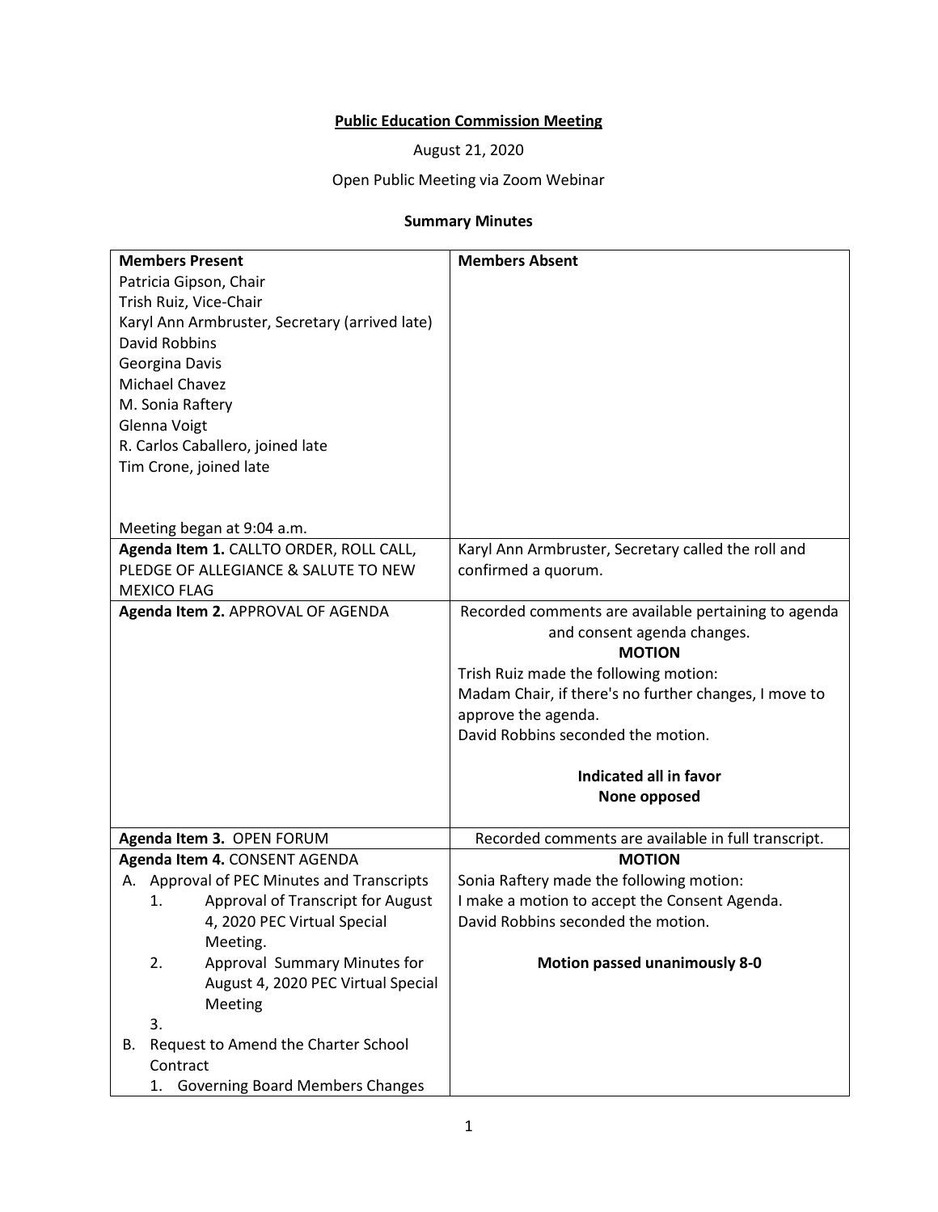**Public Education Commission Meeting**

August 21, 2020

Open Public Meeting via Zoom Webinar

**Summary Minutes**

| **Members Present** | **Members Absent** |
|---|---|
| Patricia Gipson, Chair<br>Trish Ruiz, Vice-Chair<br>Karyl Ann Armbruster, Secretary (arrived late)<br>David Robbins<br>Georgina Davis<br>Michael Chavez<br>M. Sonia Raftery<br>Glenna Voigt<br>R. Carlos Caballero, joined late<br>Tim Crone, joined late<br><br>Meeting began at 9:04 a.m. | |
| **Agenda Item 1.** CALLTO ORDER, ROLL CALL, PLEDGE OF ALLEGIANCE & SALUTE TO NEW MEXICO FLAG | Karyl Ann Armbruster, Secretary called the roll and confirmed a quorum. |
| **Agenda Item 2.** APPROVAL OF AGENDA | Recorded comments are available pertaining to agenda and consent agenda changes.<br>**MOTION**<br>Trish Ruiz made the following motion:<br>Madam Chair, if there's no further changes, I move to approve the agenda.<br>David Robbins seconded the motion.<br><br>**Indicated all in favor**<br>**None opposed** |
| **Agenda Item 3.** OPEN FORUM | Recorded comments are available in full transcript. |
| **Agenda Item 4.** CONSENT AGENDA<br>A. Approval of PEC Minutes and Transcripts<br>1. Approval of Transcript for August 4, 2020 PEC Virtual Special Meeting.<br>2. Approval Summary Minutes for August 4, 2020 PEC Virtual Special Meeting<br>3.<br>B. Request to Amend the Charter School Contract<br>1. Governing Board Members Changes | **MOTION**<br>Sonia Raftery made the following motion:<br>I make a motion to accept the Consent Agenda.<br>David Robbins seconded the motion.<br><br>**Motion passed unanimously 8-0** |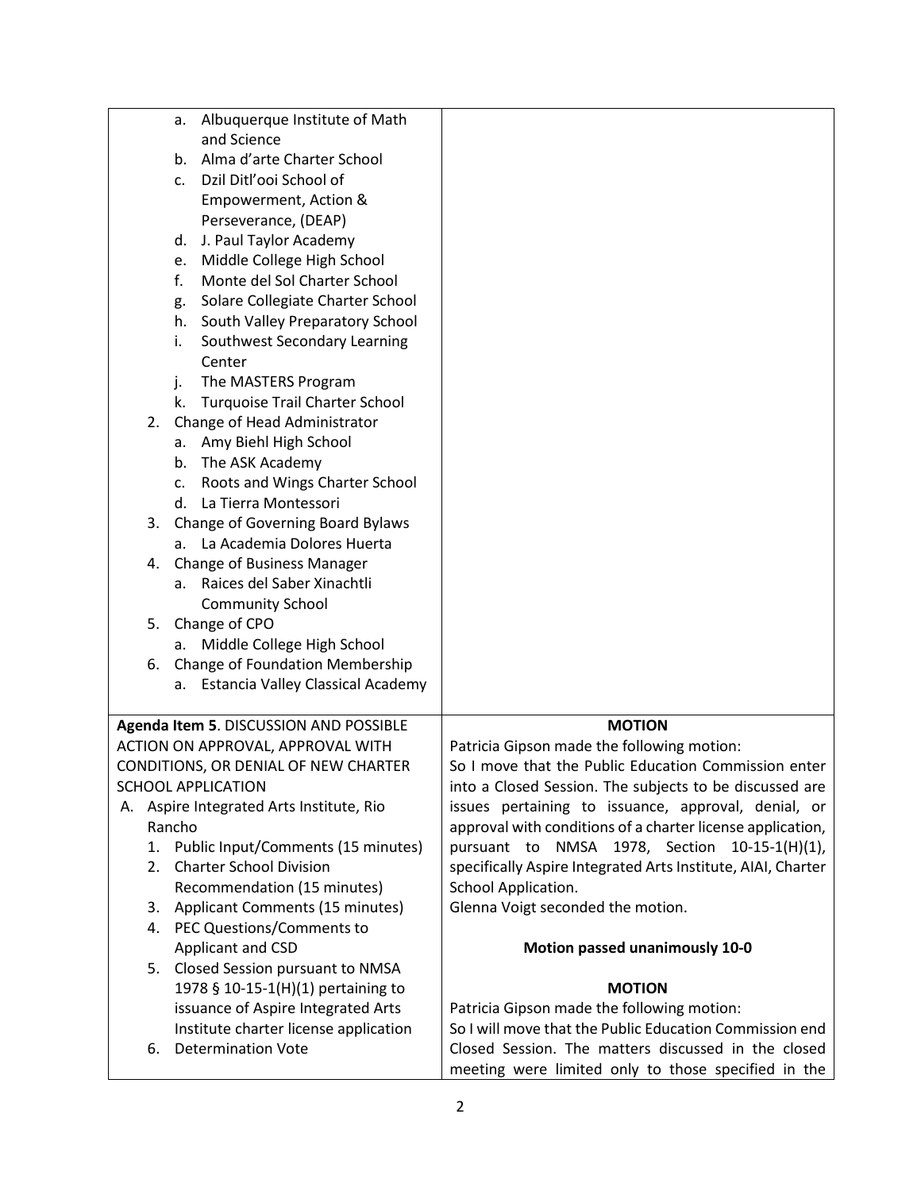| | |
|---|---|
| a. Albuquerque Institute of Math and Science<br>b. Alma d'arte Charter School<br>c. Dzil Ditl'ooi School of Empowerment, Action & Perseverance, (DEAP)<br>d. J. Paul Taylor Academy<br>e. Middle College High School<br>f. Monte del Sol Charter School<br>g. Solare Collegiate Charter School<br>h. South Valley Preparatory School<br>i. Southwest Secondary Learning Center<br>j. The MASTERS Program<br>k. Turquoise Trail Charter School<br>2. Change of Head Administrator<br>a. Amy Biehl High School<br>b. The ASK Academy<br>c. Roots and Wings Charter School<br>d. La Tierra Montessori<br>3. Change of Governing Board Bylaws<br>a. La Academia Dolores Huerta<br>4. Change of Business Manager<br>a. Raices del Saber Xinachtli Community School<br>5. Change of CPO<br>a. Middle College High School<br>6. Change of Foundation Membership<br>a. Estancia Valley Classical Academy | |
| **Agenda Item 5**. DISCUSSION AND POSSIBLE ACTION ON APPROVAL, APPROVAL WITH CONDITIONS, OR DENIAL OF NEW CHARTER SCHOOL APPLICATION<br>A. Aspire Integrated Arts Institute, Rio Rancho<br>1. Public Input/Comments (15 minutes)<br>2. Charter School Division Recommendation (15 minutes)<br>3. Applicant Comments (15 minutes)<br>4. PEC Questions/Comments to Applicant and CSD<br>5. Closed Session pursuant to NMSA 1978 § 10-15-1(H)(1) pertaining to issuance of Aspire Integrated Arts Institute charter license application<br>6. Determination Vote | **MOTION**<br>Patricia Gipson made the following motion:<br>So I move that the Public Education Commission enter into a Closed Session. The subjects to be discussed are issues pertaining to issuance, approval, denial, or approval with conditions of a charter license application, pursuant to NMSA 1978, Section 10-15-1(H)(1), specifically Aspire Integrated Arts Institute, AIAI, Charter School Application.<br>Glenna Voigt seconded the motion.<br><br>**Motion passed unanimously 10-0**<br><br>**MOTION**<br>Patricia Gipson made the following motion:<br>So I will move that the Public Education Commission end Closed Session. The matters discussed in the closed meeting were limited only to those specified in the |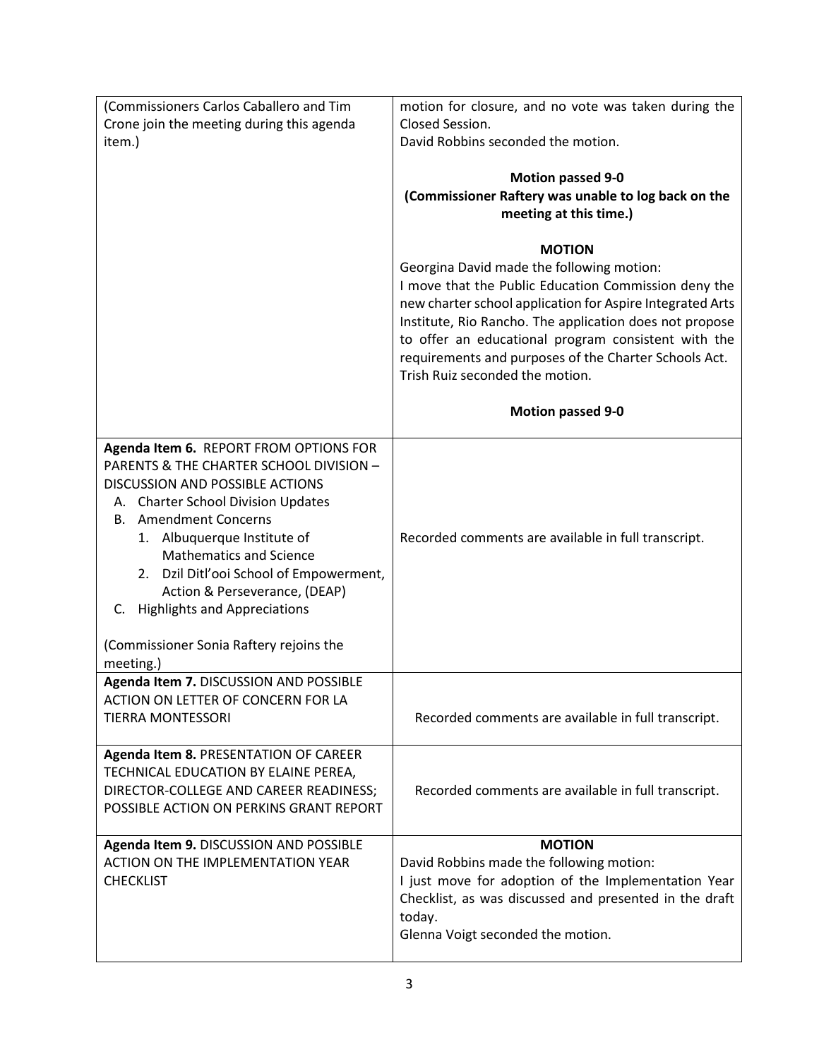| | |
|---|---|
| (Commissioners Carlos Caballero and Tim Crone join the meeting during this agenda item.) | motion for closure, and no vote was taken during the Closed Session.<br>David Robbins seconded the motion.<br><br>**Motion passed 9-0**<br>**(Commissioner Raftery was unable to log back on the meeting at this time.)**<br><br>**MOTION**<br>Georgina David made the following motion:<br>I move that the Public Education Commission deny the new charter school application for Aspire Integrated Arts Institute, Rio Rancho. The application does not propose to offer an educational program consistent with the requirements and purposes of the Charter Schools Act.<br>Trish Ruiz seconded the motion.<br><br>**Motion passed 9-0** |
| **Agenda Item 6.** REPORT FROM OPTIONS FOR PARENTS & THE CHARTER SCHOOL DIVISION – DISCUSSION AND POSSIBLE ACTIONS<br>A. Charter School Division Updates<br>B. Amendment Concerns<br>1. Albuquerque Institute of Mathematics and Science<br>2. Dzil Ditl'ooi School of Empowerment, Action & Perseverance, (DEAP)<br>C. Highlights and Appreciations<br><br>(Commissioner Sonia Raftery rejoins the meeting.) | Recorded comments are available in full transcript. |
| **Agenda Item 7.** DISCUSSION AND POSSIBLE ACTION ON LETTER OF CONCERN FOR LA TIERRA MONTESSORI | Recorded comments are available in full transcript. |
| **Agenda Item 8.** PRESENTATION OF CAREER TECHNICAL EDUCATION BY ELAINE PEREA, DIRECTOR-COLLEGE AND CAREER READINESS; POSSIBLE ACTION ON PERKINS GRANT REPORT | Recorded comments are available in full transcript. |
| **Agenda Item 9.** DISCUSSION AND POSSIBLE ACTION ON THE IMPLEMENTATION YEAR CHECKLIST | **MOTION**<br>David Robbins made the following motion:<br>I just move for adoption of the Implementation Year Checklist, as was discussed and presented in the draft today.<br>Glenna Voigt seconded the motion. |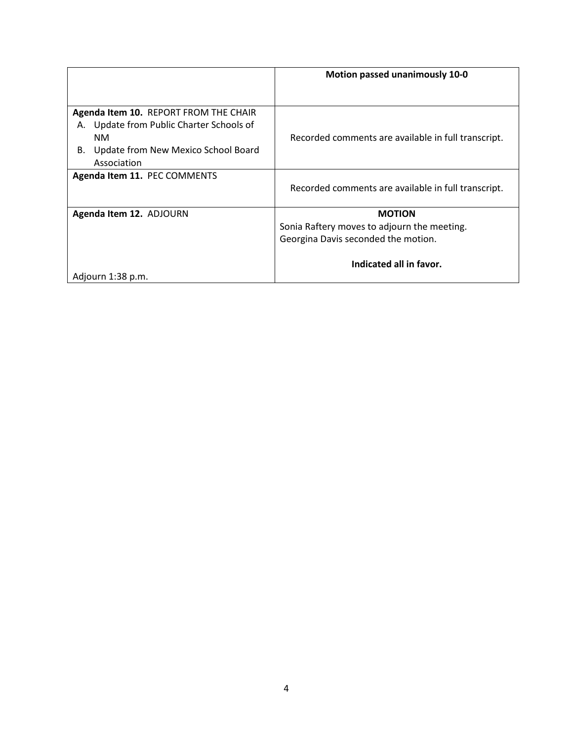| | |
|---|---|
| | **Motion passed unanimously 10-0** |
| **Agenda Item 10.** REPORT FROM THE CHAIR<br>A. Update from Public Charter Schools of NM<br>B. Update from New Mexico School Board Association | Recorded comments are available in full transcript. |
| **Agenda Item 11.** PEC COMMENTS | Recorded comments are available in full transcript. |
| **Agenda Item 12.** ADJOURN<br><br>Adjourn 1:38 p.m. | **MOTION**<br>Sonia Raftery moves to adjourn the meeting.<br>Georgina Davis seconded the motion.<br><br>**Indicated all in favor.** |